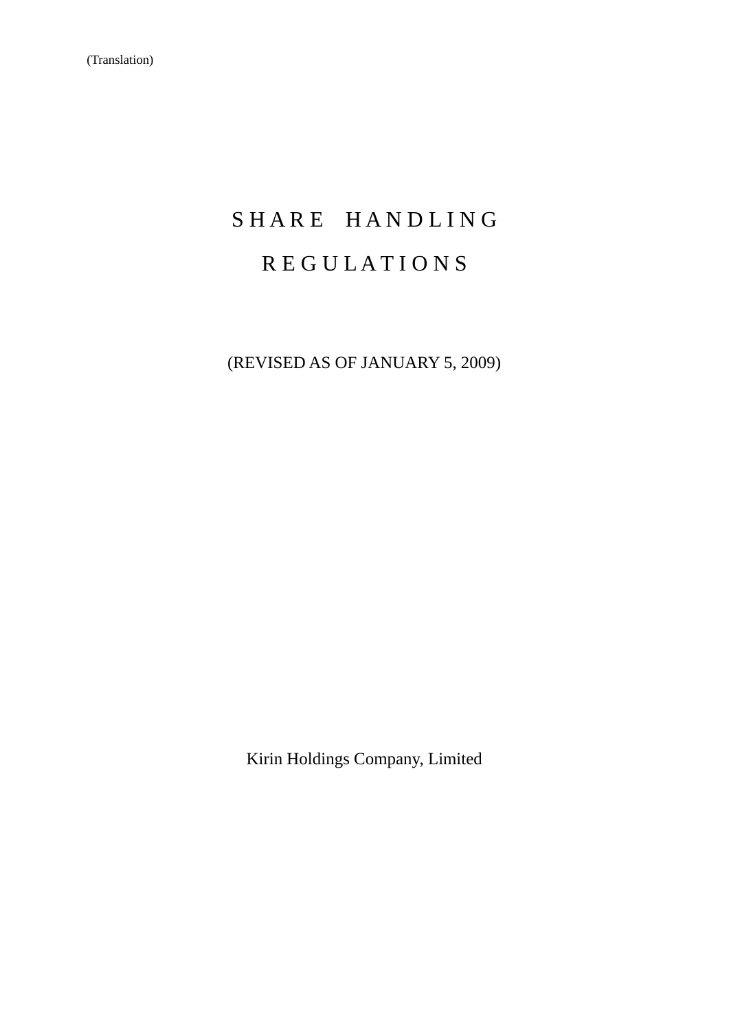(Translation)

# SHARE HANDLING REGULATIONS

(REVISED AS OF JANUARY 5, 2009)

Kirin Holdings Company, Limited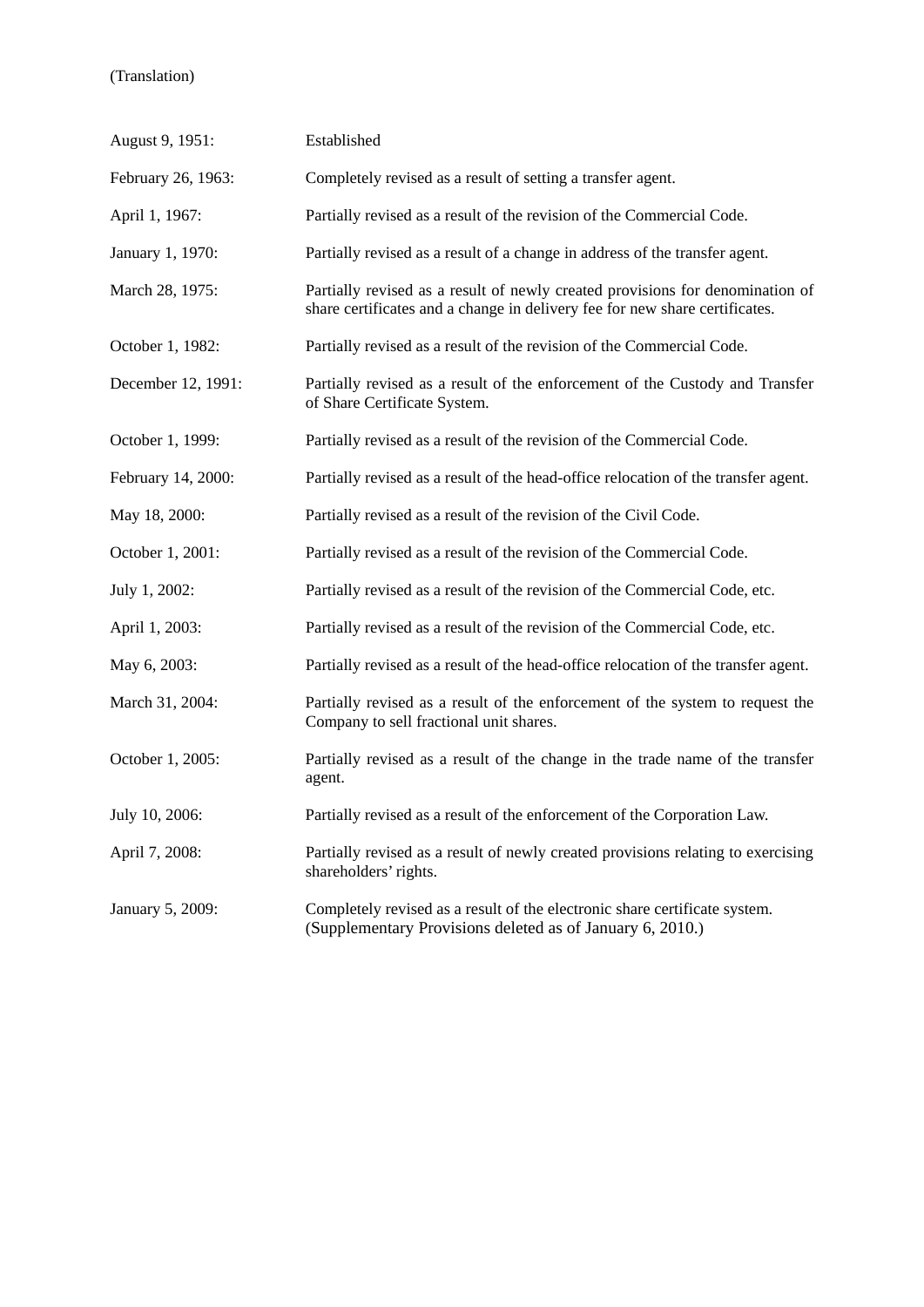(Translation)

| | |
|---|---|
| August 9, 1951: | Established |
| February 26, 1963: | Completely revised as a result of setting a transfer agent. |
| April 1, 1967: | Partially revised as a result of the revision of the Commercial Code. |
| January 1, 1970: | Partially revised as a result of a change in address of the transfer agent. |
| March 28, 1975: | Partially revised as a result of newly created provisions for denomination of share certificates and a change in delivery fee for new share certificates. |
| October 1, 1982: | Partially revised as a result of the revision of the Commercial Code. |
| December 12, 1991: | Partially revised as a result of the enforcement of the Custody and Transfer of Share Certificate System. |
| October 1, 1999: | Partially revised as a result of the revision of the Commercial Code. |
| February 14, 2000: | Partially revised as a result of the head-office relocation of the transfer agent. |
| May 18, 2000: | Partially revised as a result of the revision of the Civil Code. |
| October 1, 2001: | Partially revised as a result of the revision of the Commercial Code. |
| July 1, 2002: | Partially revised as a result of the revision of the Commercial Code, etc. |
| April 1, 2003: | Partially revised as a result of the revision of the Commercial Code, etc. |
| May 6, 2003: | Partially revised as a result of the head-office relocation of the transfer agent. |
| March 31, 2004: | Partially revised as a result of the enforcement of the system to request the Company to sell fractional unit shares. |
| October 1, 2005: | Partially revised as a result of the change in the trade name of the transfer agent. |
| July 10, 2006: | Partially revised as a result of the enforcement of the Corporation Law. |
| April 7, 2008: | Partially revised as a result of newly created provisions relating to exercising shareholders' rights. |
| January 5, 2009: | Completely revised as a result of the electronic share certificate system. (Supplementary Provisions deleted as of January 6, 2010.) |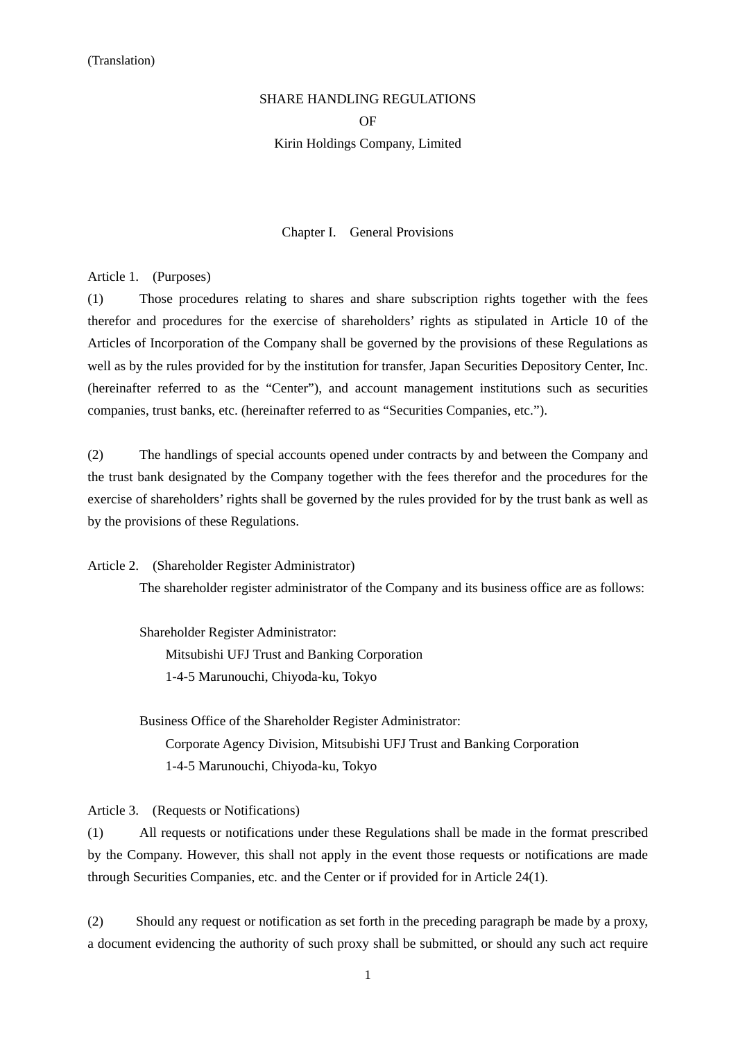(Translation)

# SHARE HANDLING REGULATIONS
# OF
# Kirin Holdings Company, Limited

## Chapter I. General Provisions

### Article 1. (Purposes)

(1) Those procedures relating to shares and share subscription rights together with the fees therefor and procedures for the exercise of shareholders' rights as stipulated in Article 10 of the Articles of Incorporation of the Company shall be governed by the provisions of these Regulations as well as by the rules provided for by the institution for transfer, Japan Securities Depository Center, Inc. (hereinafter referred to as the "Center"), and account management institutions such as securities companies, trust banks, etc. (hereinafter referred to as "Securities Companies, etc.").

(2) The handlings of special accounts opened under contracts by and between the Company and the trust bank designated by the Company together with the fees therefor and the procedures for the exercise of shareholders' rights shall be governed by the rules provided for by the trust bank as well as by the provisions of these Regulations.

### Article 2. (Shareholder Register Administrator)

The shareholder register administrator of the Company and its business office are as follows:

Shareholder Register Administrator:
Mitsubishi UFJ Trust and Banking Corporation
1-4-5 Marunouchi, Chiyoda-ku, Tokyo

Business Office of the Shareholder Register Administrator:
Corporate Agency Division, Mitsubishi UFJ Trust and Banking Corporation
1-4-5 Marunouchi, Chiyoda-ku, Tokyo

### Article 3. (Requests or Notifications)

(1) All requests or notifications under these Regulations shall be made in the format prescribed by the Company. However, this shall not apply in the event those requests or notifications are made through Securities Companies, etc. and the Center or if provided for in Article 24(1).

(2) Should any request or notification as set forth in the preceding paragraph be made by a proxy, a document evidencing the authority of such proxy shall be submitted, or should any such act require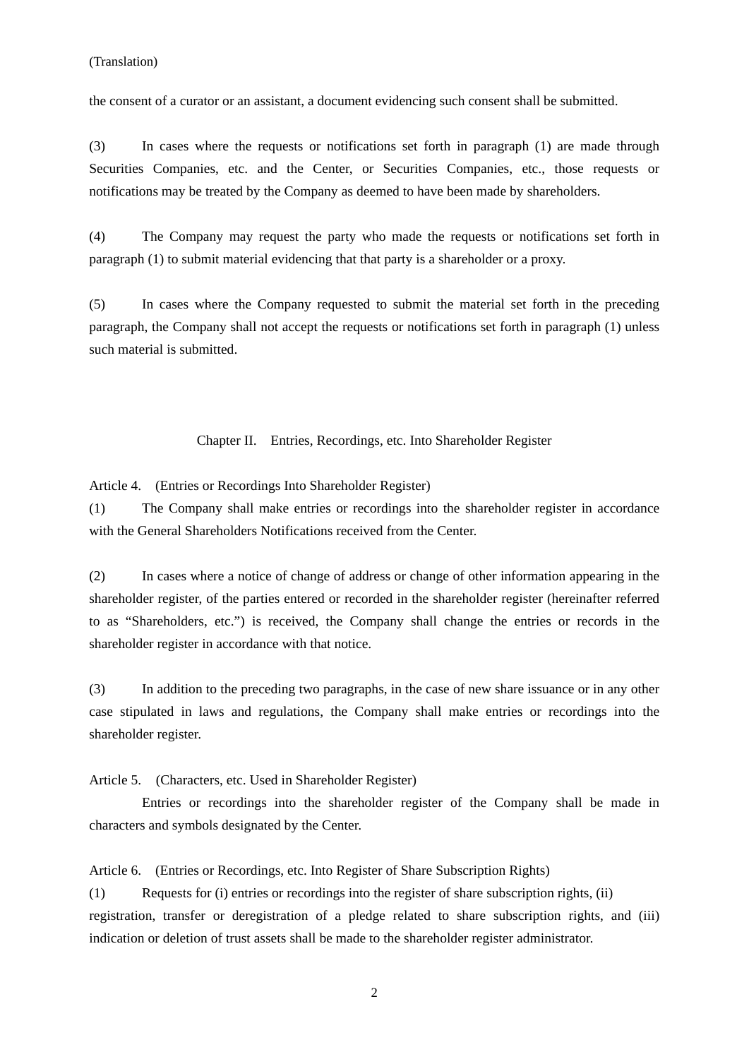(Translation)

the consent of a curator or an assistant, a document evidencing such consent shall be submitted.

(3) In cases where the requests or notifications set forth in paragraph (1) are made through Securities Companies, etc. and the Center, or Securities Companies, etc., those requests or notifications may be treated by the Company as deemed to have been made by shareholders.

(4) The Company may request the party who made the requests or notifications set forth in paragraph (1) to submit material evidencing that that party is a shareholder or a proxy.

(5) In cases where the Company requested to submit the material set forth in the preceding paragraph, the Company shall not accept the requests or notifications set forth in paragraph (1) unless such material is submitted.

## Chapter II. Entries, Recordings, etc. Into Shareholder Register

Article 4. (Entries or Recordings Into Shareholder Register)

(1) The Company shall make entries or recordings into the shareholder register in accordance with the General Shareholders Notifications received from the Center.

(2) In cases where a notice of change of address or change of other information appearing in the shareholder register, of the parties entered or recorded in the shareholder register (hereinafter referred to as “Shareholders, etc.”) is received, the Company shall change the entries or records in the shareholder register in accordance with that notice.

(3) In addition to the preceding two paragraphs, in the case of new share issuance or in any other case stipulated in laws and regulations, the Company shall make entries or recordings into the shareholder register.

Article 5. (Characters, etc. Used in Shareholder Register)

Entries or recordings into the shareholder register of the Company shall be made in characters and symbols designated by the Center.

Article 6. (Entries or Recordings, etc. Into Register of Share Subscription Rights)

(1) Requests for (i) entries or recordings into the register of share subscription rights, (ii) registration, transfer or deregistration of a pledge related to share subscription rights, and (iii) indication or deletion of trust assets shall be made to the shareholder register administrator.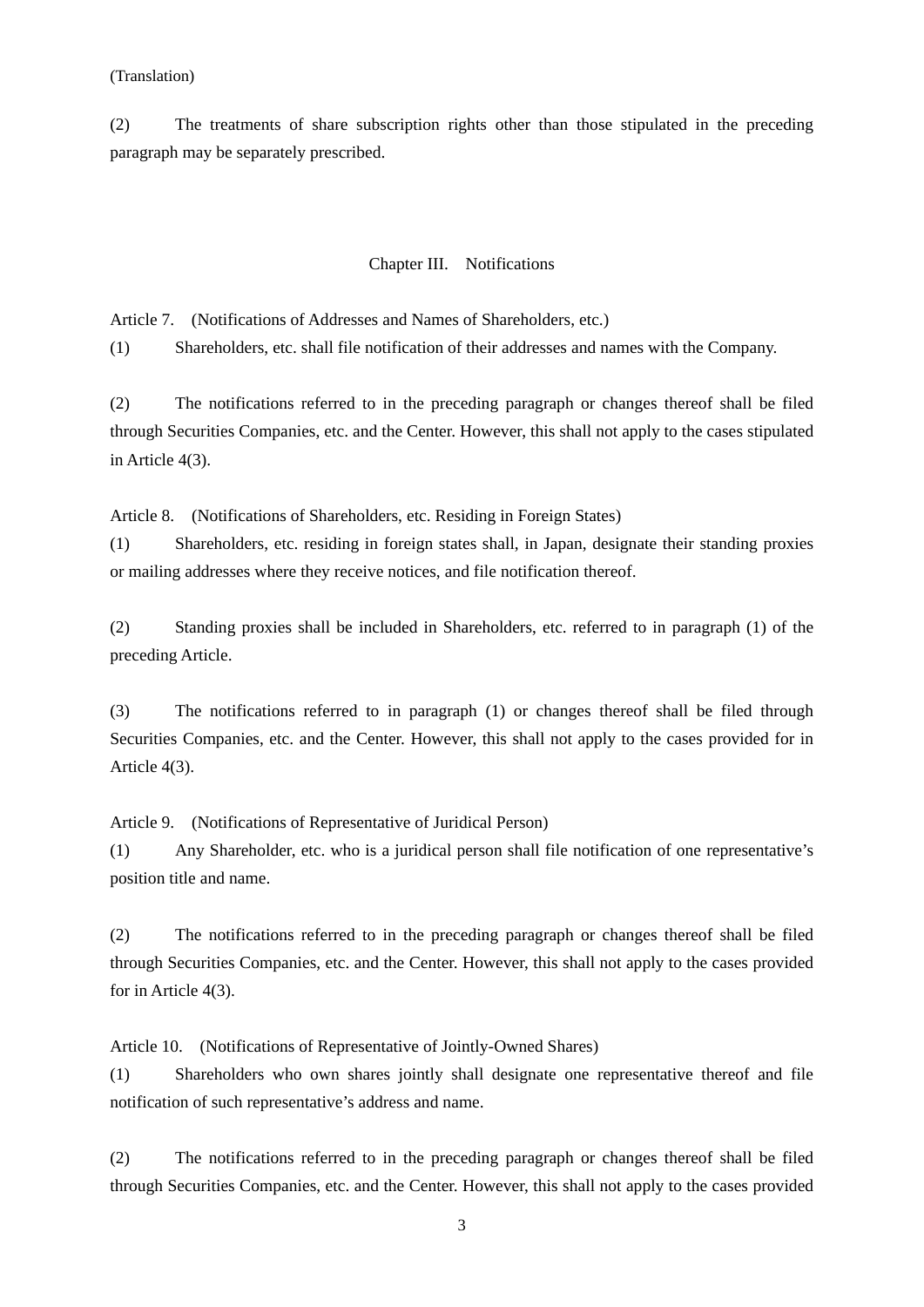(Translation)

(2) The treatments of share subscription rights other than those stipulated in the preceding paragraph may be separately prescribed.

## Chapter III. Notifications

Article 7. (Notifications of Addresses and Names of Shareholders, etc.)

(1) Shareholders, etc. shall file notification of their addresses and names with the Company.

(2) The notifications referred to in the preceding paragraph or changes thereof shall be filed through Securities Companies, etc. and the Center. However, this shall not apply to the cases stipulated in Article 4(3).

Article 8. (Notifications of Shareholders, etc. Residing in Foreign States)

(1) Shareholders, etc. residing in foreign states shall, in Japan, designate their standing proxies or mailing addresses where they receive notices, and file notification thereof.

(2) Standing proxies shall be included in Shareholders, etc. referred to in paragraph (1) of the preceding Article.

(3) The notifications referred to in paragraph (1) or changes thereof shall be filed through Securities Companies, etc. and the Center. However, this shall not apply to the cases provided for in Article 4(3).

Article 9. (Notifications of Representative of Juridical Person)

(1) Any Shareholder, etc. who is a juridical person shall file notification of one representative's position title and name.

(2) The notifications referred to in the preceding paragraph or changes thereof shall be filed through Securities Companies, etc. and the Center. However, this shall not apply to the cases provided for in Article 4(3).

Article 10. (Notifications of Representative of Jointly-Owned Shares)

(1) Shareholders who own shares jointly shall designate one representative thereof and file notification of such representative's address and name.

(2) The notifications referred to in the preceding paragraph or changes thereof shall be filed through Securities Companies, etc. and the Center. However, this shall not apply to the cases provided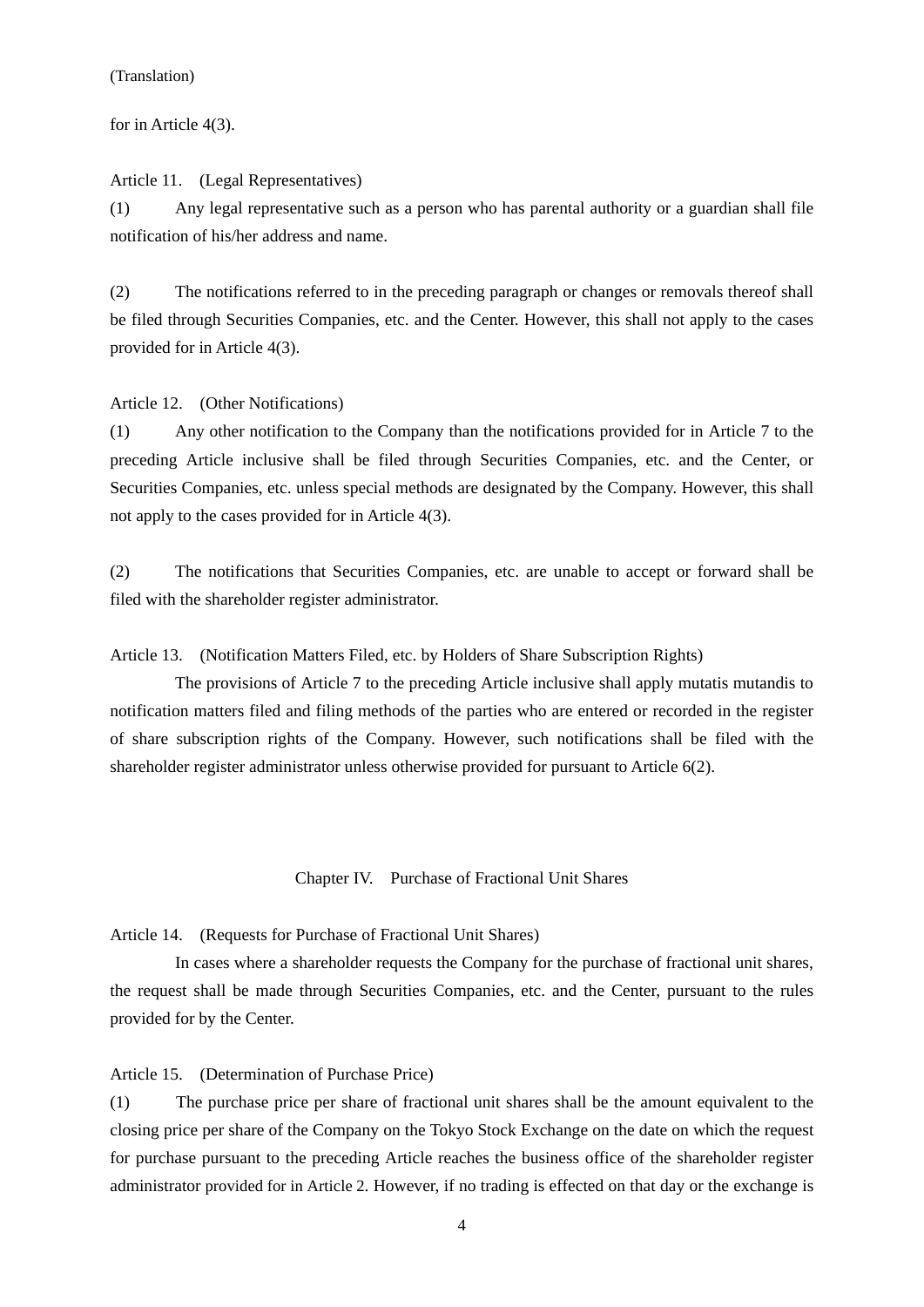for in Article 4(3).

Article 11. (Legal Representatives)

(1) Any legal representative such as a person who has parental authority or a guardian shall file notification of his/her address and name.

(2) The notifications referred to in the preceding paragraph or changes or removals thereof shall be filed through Securities Companies, etc. and the Center. However, this shall not apply to the cases provided for in Article 4(3).

Article 12. (Other Notifications)

(1) Any other notification to the Company than the notifications provided for in Article 7 to the preceding Article inclusive shall be filed through Securities Companies, etc. and the Center, or Securities Companies, etc. unless special methods are designated by the Company. However, this shall not apply to the cases provided for in Article 4(3).

(2) The notifications that Securities Companies, etc. are unable to accept or forward shall be filed with the shareholder register administrator.

Article 13. (Notification Matters Filed, etc. by Holders of Share Subscription Rights)

The provisions of Article 7 to the preceding Article inclusive shall apply mutatis mutandis to notification matters filed and filing methods of the parties who are entered or recorded in the register of share subscription rights of the Company. However, such notifications shall be filed with the shareholder register administrator unless otherwise provided for pursuant to Article 6(2).

## Chapter IV. Purchase of Fractional Unit Shares

Article 14. (Requests for Purchase of Fractional Unit Shares)

In cases where a shareholder requests the Company for the purchase of fractional unit shares, the request shall be made through Securities Companies, etc. and the Center, pursuant to the rules provided for by the Center.

Article 15. (Determination of Purchase Price)

(1) The purchase price per share of fractional unit shares shall be the amount equivalent to the closing price per share of the Company on the Tokyo Stock Exchange on the date on which the request for purchase pursuant to the preceding Article reaches the business office of the shareholder register administrator provided for in Article 2. However, if no trading is effected on that day or the exchange is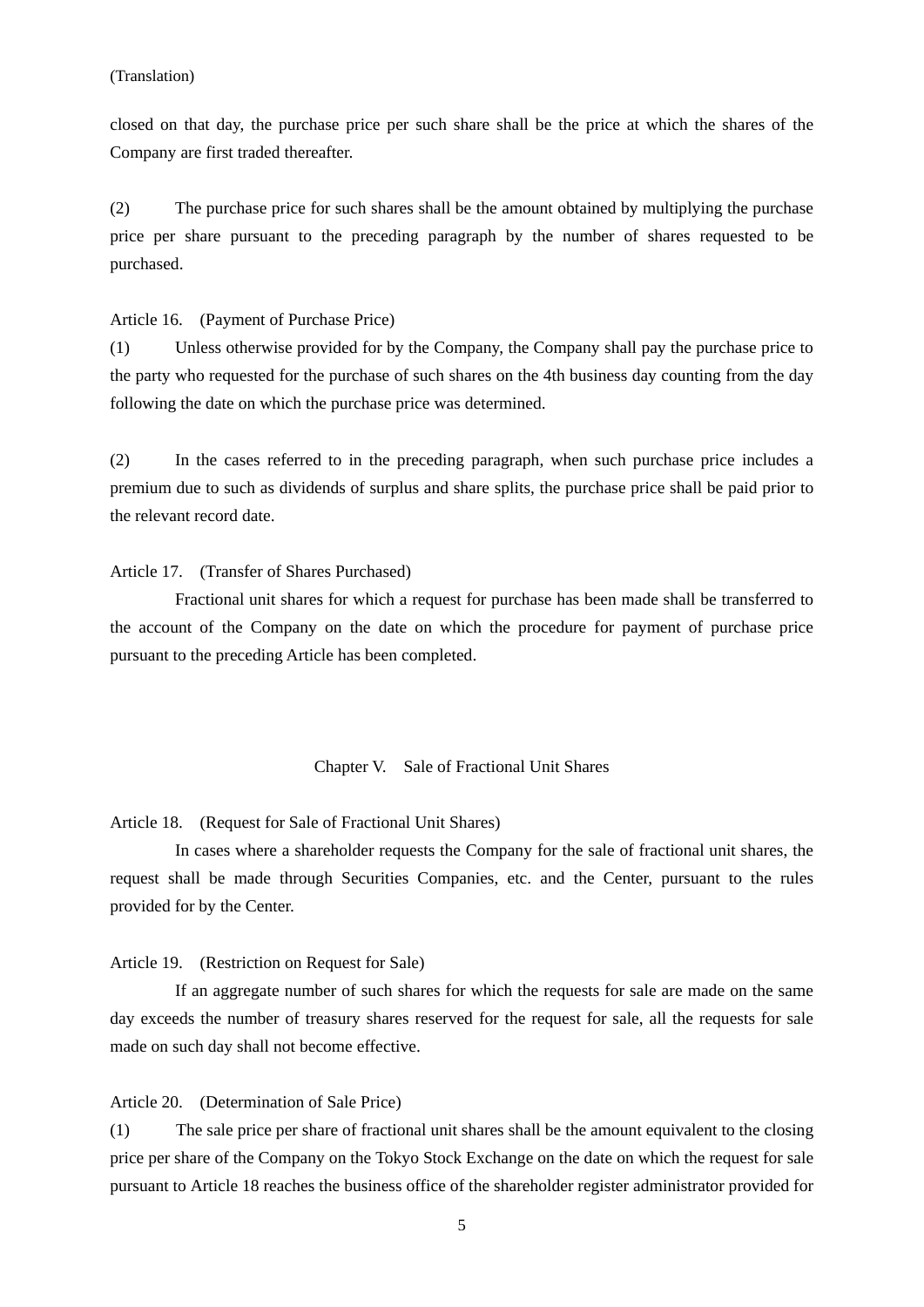(Translation)

closed on that day, the purchase price per such share shall be the price at which the shares of the Company are first traded thereafter.

(2) The purchase price for such shares shall be the amount obtained by multiplying the purchase price per share pursuant to the preceding paragraph by the number of shares requested to be purchased.

Article 16. (Payment of Purchase Price)

(1) Unless otherwise provided for by the Company, the Company shall pay the purchase price to the party who requested for the purchase of such shares on the 4th business day counting from the day following the date on which the purchase price was determined.

(2) In the cases referred to in the preceding paragraph, when such purchase price includes a premium due to such as dividends of surplus and share splits, the purchase price shall be paid prior to the relevant record date.

Article 17. (Transfer of Shares Purchased)

Fractional unit shares for which a request for purchase has been made shall be transferred to the account of the Company on the date on which the procedure for payment of purchase price pursuant to the preceding Article has been completed.

## Chapter V. Sale of Fractional Unit Shares

Article 18. (Request for Sale of Fractional Unit Shares)

In cases where a shareholder requests the Company for the sale of fractional unit shares, the request shall be made through Securities Companies, etc. and the Center, pursuant to the rules provided for by the Center.

Article 19. (Restriction on Request for Sale)

If an aggregate number of such shares for which the requests for sale are made on the same day exceeds the number of treasury shares reserved for the request for sale, all the requests for sale made on such day shall not become effective.

Article 20. (Determination of Sale Price)

(1) The sale price per share of fractional unit shares shall be the amount equivalent to the closing price per share of the Company on the Tokyo Stock Exchange on the date on which the request for sale pursuant to Article 18 reaches the business office of the shareholder register administrator provided for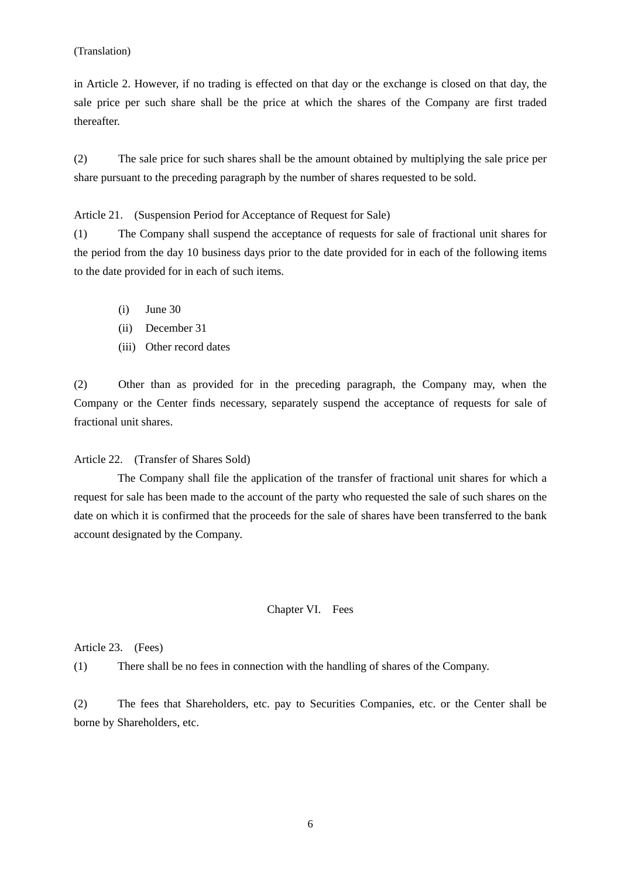(Translation)

in Article 2. However, if no trading is effected on that day or the exchange is closed on that day, the sale price per such share shall be the price at which the shares of the Company are first traded thereafter.

(2) The sale price for such shares shall be the amount obtained by multiplying the sale price per share pursuant to the preceding paragraph by the number of shares requested to be sold.

Article 21. (Suspension Period for Acceptance of Request for Sale)

(1) The Company shall suspend the acceptance of requests for sale of fractional unit shares for the period from the day 10 business days prior to the date provided for in each of the following items to the date provided for in each of such items.

- (i) June 30
- (ii) December 31
- (iii) Other record dates

(2) Other than as provided for in the preceding paragraph, the Company may, when the Company or the Center finds necessary, separately suspend the acceptance of requests for sale of fractional unit shares.

Article 22. (Transfer of Shares Sold)

The Company shall file the application of the transfer of fractional unit shares for which a request for sale has been made to the account of the party who requested the sale of such shares on the date on which it is confirmed that the proceeds for the sale of shares have been transferred to the bank account designated by the Company.

## Chapter VI. Fees

Article 23. (Fees)

(1) There shall be no fees in connection with the handling of shares of the Company.

(2) The fees that Shareholders, etc. pay to Securities Companies, etc. or the Center shall be borne by Shareholders, etc.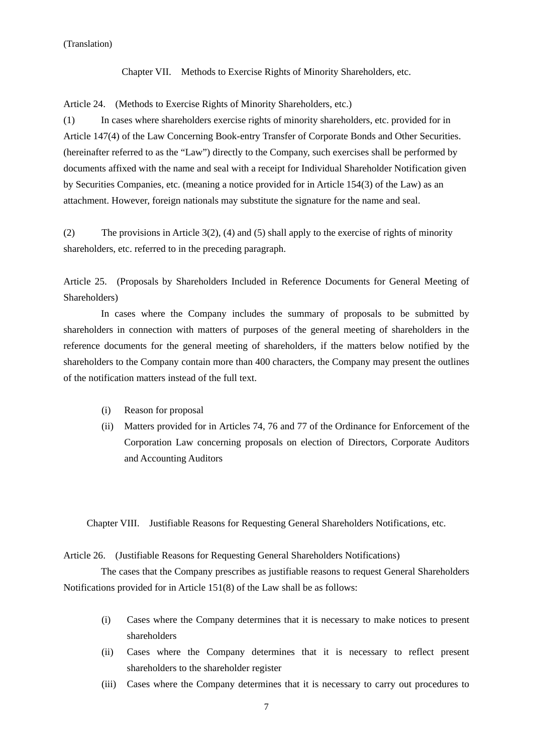(Translation)

## Chapter VII. Methods to Exercise Rights of Minority Shareholders, etc.

### Article 24. (Methods to Exercise Rights of Minority Shareholders, etc.)

(1) In cases where shareholders exercise rights of minority shareholders, etc. provided for in Article 147(4) of the Law Concerning Book-entry Transfer of Corporate Bonds and Other Securities. (hereinafter referred to as the "Law") directly to the Company, such exercises shall be performed by documents affixed with the name and seal with a receipt for Individual Shareholder Notification given by Securities Companies, etc. (meaning a notice provided for in Article 154(3) of the Law) as an attachment. However, foreign nationals may substitute the signature for the name and seal.

(2) The provisions in Article 3(2), (4) and (5) shall apply to the exercise of rights of minority shareholders, etc. referred to in the preceding paragraph.

### Article 25. (Proposals by Shareholders Included in Reference Documents for General Meeting of Shareholders)

In cases where the Company includes the summary of proposals to be submitted by shareholders in connection with matters of purposes of the general meeting of shareholders in the reference documents for the general meeting of shareholders, if the matters below notified by the shareholders to the Company contain more than 400 characters, the Company may present the outlines of the notification matters instead of the full text.

(i) Reason for proposal

(ii) Matters provided for in Articles 74, 76 and 77 of the Ordinance for Enforcement of the Corporation Law concerning proposals on election of Directors, Corporate Auditors and Accounting Auditors

## Chapter VIII. Justifiable Reasons for Requesting General Shareholders Notifications, etc.

### Article 26. (Justifiable Reasons for Requesting General Shareholders Notifications)

The cases that the Company prescribes as justifiable reasons to request General Shareholders Notifications provided for in Article 151(8) of the Law shall be as follows:

(i) Cases where the Company determines that it is necessary to make notices to present shareholders

(ii) Cases where the Company determines that it is necessary to reflect present shareholders to the shareholder register

(iii) Cases where the Company determines that it is necessary to carry out procedures to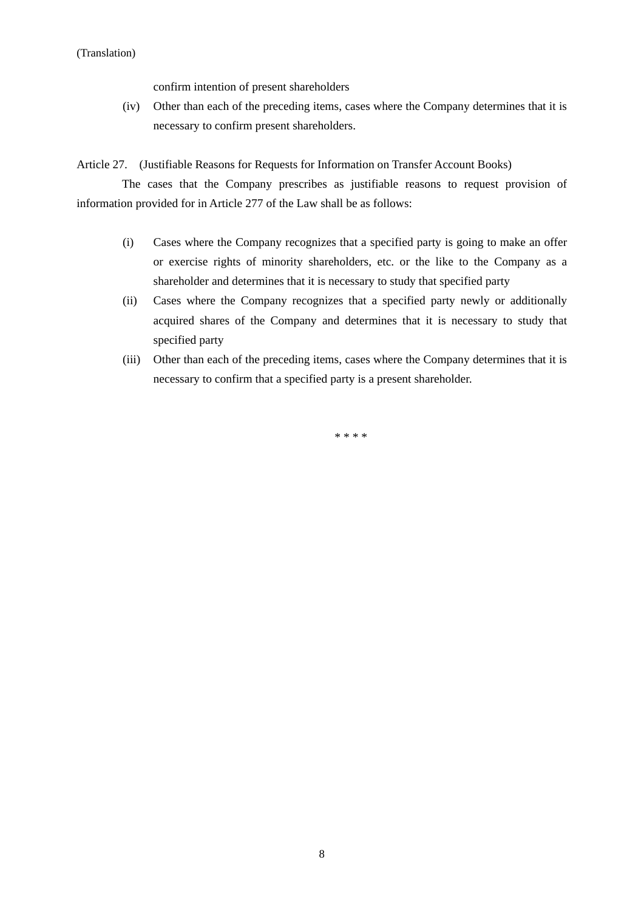confirm intention of present shareholders

(iv) Other than each of the preceding items, cases where the Company determines that it is necessary to confirm present shareholders.

Article 27. (Justifiable Reasons for Requests for Information on Transfer Account Books)

The cases that the Company prescribes as justifiable reasons to request provision of information provided for in Article 277 of the Law shall be as follows:

(i) Cases where the Company recognizes that a specified party is going to make an offer or exercise rights of minority shareholders, etc. or the like to the Company as a shareholder and determines that it is necessary to study that specified party

(ii) Cases where the Company recognizes that a specified party newly or additionally acquired shares of the Company and determines that it is necessary to study that specified party

(iii) Other than each of the preceding items, cases where the Company determines that it is necessary to confirm that a specified party is a present shareholder.

* * * *